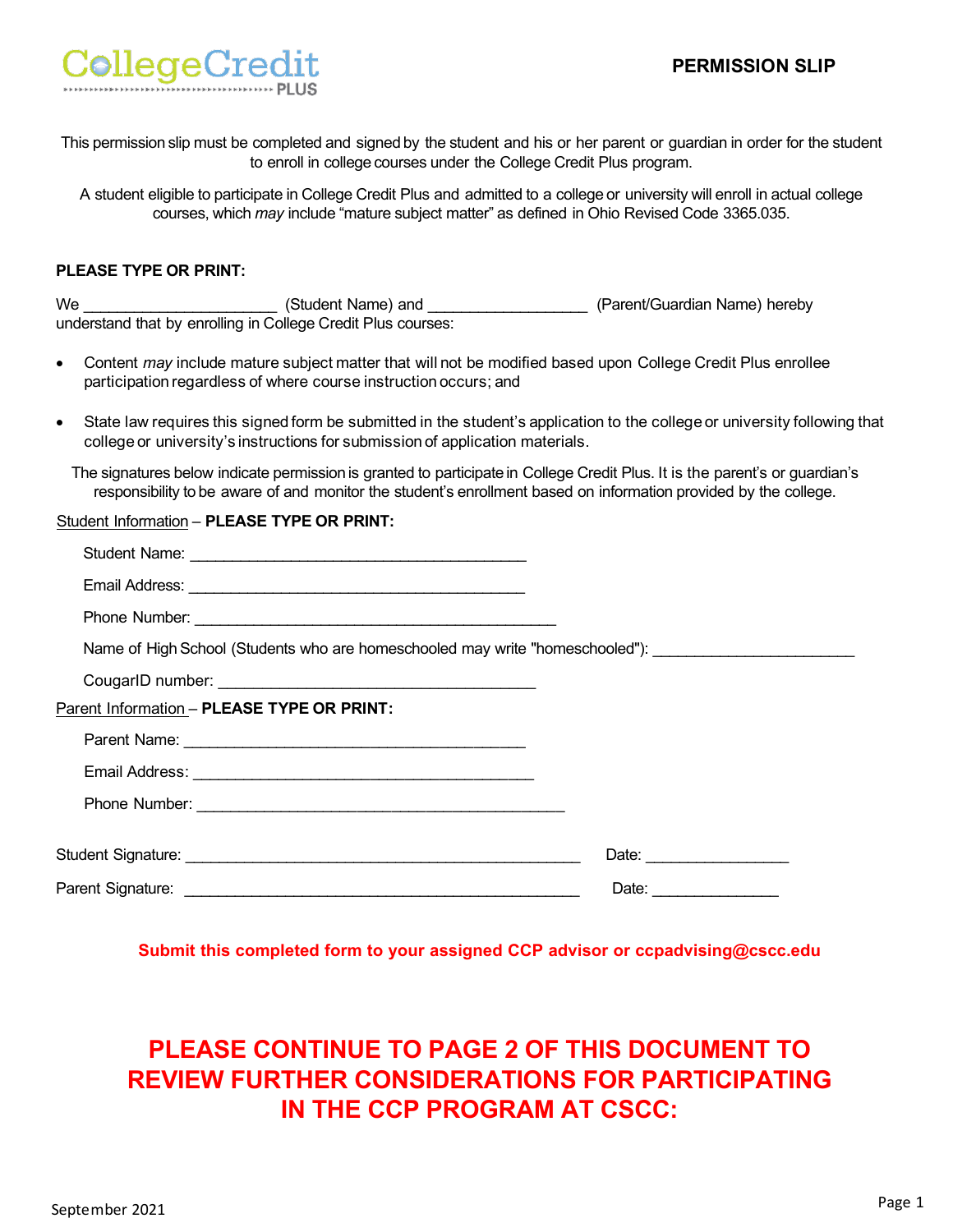College Credit PLUS

# PERMISSION SLIP

This permission slip must be completed and signed by the student and his or her parent or guardian in order for the student to enroll in college courses under the College Credit Plus program.

A student eligible to participate in College Credit Plus and admitted to a college or university will enroll in actual college courses, which *may* include "mature subject matter" as defined in Ohio Revised Code 3365.035.

**PLEASE TYPE OR PRINT:**

We ______________________ (Student Name) and __________________ (Parent/Guardian Name) hereby understand that by enrolling in College Credit Plus courses:

- Content *may* include mature subject matter that will not be modified based upon College Credit Plus enrollee participation regardless of where course instruction occurs; and
- State law requires this signed form be submitted in the student's application to the college or university following that college or university's instructions for submission of application materials.

The signatures below indicate permission is granted to participate in College Credit Plus. It is the parent's or guardian's responsibility to be aware of and monitor the student's enrollment based on information provided by the college.

Student Information – **PLEASE TYPE OR PRINT:**

Student Name: ______________________________________

Email Address: ______________________________________

Phone Number: ________________________________________

Name of High School (Students who are homeschooled may write "homeschooled"): ______________________

CougarID number: ____________________________________

Parent Information – **PLEASE TYPE OR PRINT:**

Parent Name: ______________________________________

Email Address: ______________________________________

Phone Number: _________________________________________

Student Signature: _____________________________________________ Date: ________________

Parent Signature: _____________________________________________ Date: ______________

**Submit this completed form to your assigned CCP advisor or ccpadvising@cscc.edu**

**PLEASE CONTINUE TO PAGE 2 OF THIS DOCUMENT TO REVIEW FURTHER CONSIDERATIONS FOR PARTICIPATING IN THE CCP PROGRAM AT CSCC:**

September 2021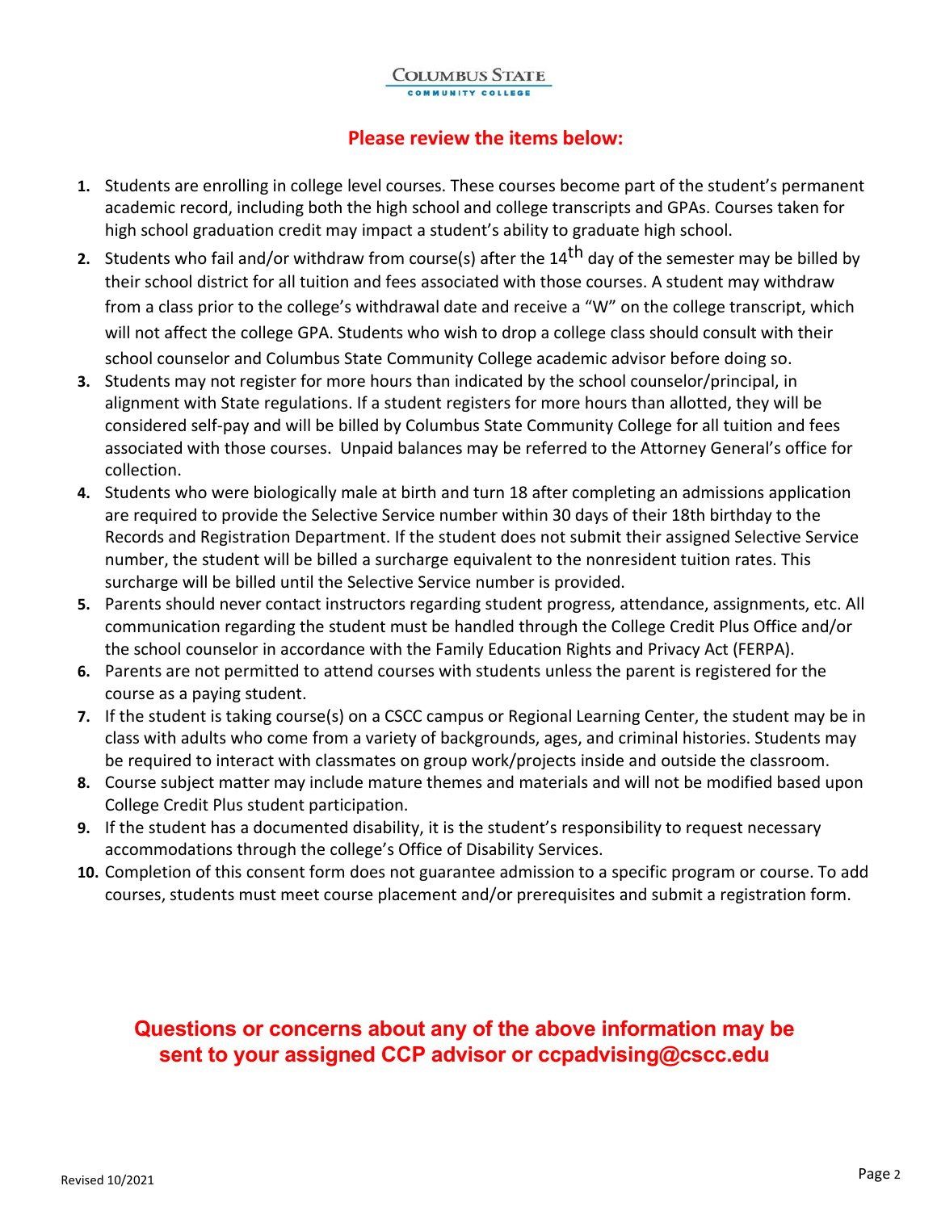Columbus State Community College

## Please review the items below:

1. Students are enrolling in college level courses. These courses become part of the student's permanent academic record, including both the high school and college transcripts and GPAs. Courses taken for high school graduation credit may impact a student's ability to graduate high school.
2. Students who fail and/or withdraw from course(s) after the 14th day of the semester may be billed by their school district for all tuition and fees associated with those courses. A student may withdraw from a class prior to the college's withdrawal date and receive a "W" on the college transcript, which will not affect the college GPA. Students who wish to drop a college class should consult with their school counselor and Columbus State Community College academic advisor before doing so.
3. Students may not register for more hours than indicated by the school counselor/principal, in alignment with State regulations. If a student registers for more hours than allotted, they will be considered self-pay and will be billed by Columbus State Community College for all tuition and fees associated with those courses. Unpaid balances may be referred to the Attorney General's office for collection.
4. Students who were biologically male at birth and turn 18 after completing an admissions application are required to provide the Selective Service number within 30 days of their 18th birthday to the Records and Registration Department. If the student does not submit their assigned Selective Service number, the student will be billed a surcharge equivalent to the nonresident tuition rates. This surcharge will be billed until the Selective Service number is provided.
5. Parents should never contact instructors regarding student progress, attendance, assignments, etc. All communication regarding the student must be handled through the College Credit Plus Office and/or the school counselor in accordance with the Family Education Rights and Privacy Act (FERPA).
6. Parents are not permitted to attend courses with students unless the parent is registered for the course as a paying student.
7. If the student is taking course(s) on a CSCC campus or Regional Learning Center, the student may be in class with adults who come from a variety of backgrounds, ages, and criminal histories. Students may be required to interact with classmates on group work/projects inside and outside the classroom.
8. Course subject matter may include mature themes and materials and will not be modified based upon College Credit Plus student participation.
9. If the student has a documented disability, it is the student's responsibility to request necessary accommodations through the college's Office of Disability Services.
10. Completion of this consent form does not guarantee admission to a specific program or course. To add courses, students must meet course placement and/or prerequisites and submit a registration form.

**Questions or concerns about any of the above information may be sent to your assigned CCP advisor or ccpadvising@cscc.edu**

Revised 10/2021